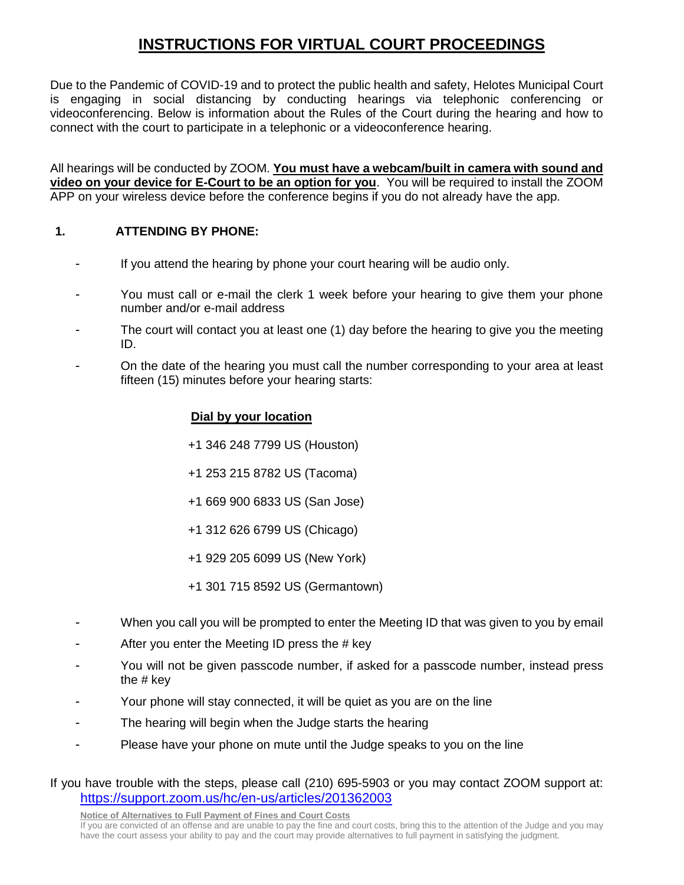# INSTRUCTIONS FOR VIRTUAL COURT PROCEEDINGS

Due to the Pandemic of COVID-19 and to protect the public health and safety, Helotes Municipal Court is engaging in social distancing by conducting hearings via telephonic conferencing or videoconferencing. Below is information about the Rules of the Court during the hearing and how to connect with the court to participate in a telephonic or a videoconference hearing.

All hearings will be conducted by ZOOM. **You must have a webcam/built in camera with sound and video on your device for E-Court to be an option for you**. You will be required to install the ZOOM APP on your wireless device before the conference begins if you do not already have the app.

## 1. ATTENDING BY PHONE:

- If you attend the hearing by phone your court hearing will be audio only.
- You must call or e-mail the clerk 1 week before your hearing to give them your phone number and/or e-mail address
- The court will contact you at least one (1) day before the hearing to give you the meeting ID.
- On the date of the hearing you must call the number corresponding to your area at least fifteen (15) minutes before your hearing starts:

**Dial by your location**

+1 346 248 7799 US (Houston)

+1 253 215 8782 US (Tacoma)

+1 669 900 6833 US (San Jose)

+1 312 626 6799 US (Chicago)

+1 929 205 6099 US (New York)

+1 301 715 8592 US (Germantown)

- When you call you will be prompted to enter the Meeting ID that was given to you by email
- After you enter the Meeting ID press the # key
- You will not be given passcode number, if asked for a passcode number, instead press the # key
- Your phone will stay connected, it will be quiet as you are on the line
- The hearing will begin when the Judge starts the hearing
- Please have your phone on mute until the Judge speaks to you on the line

If you have trouble with the steps, please call (210) 695-5903 or you may contact ZOOM support at: https://support.zoom.us/hc/en-us/articles/201362003

**Notice of Alternatives to Full Payment of Fines and Court Costs**
If you are convicted of an offense and are unable to pay the fine and court costs, bring this to the attention of the Judge and you may have the court assess your ability to pay and the court may provide alternatives to full payment in satisfying the judgment.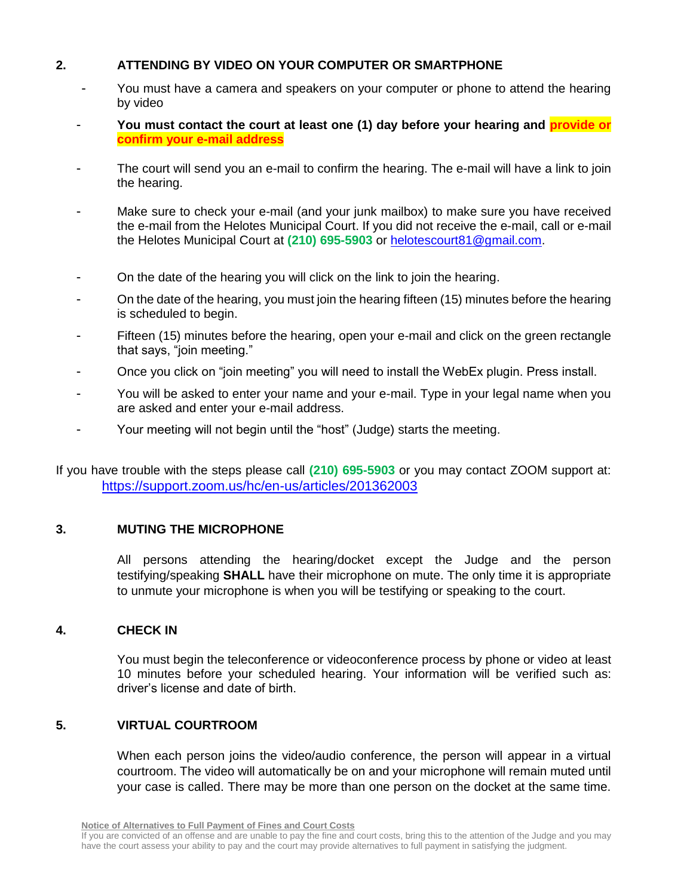## 2. ATTENDING BY VIDEO ON YOUR COMPUTER OR SMARTPHONE

- You must have a camera and speakers on your computer or phone to attend the hearing by video
- **You must contact the court at least one (1) day before your hearing and provide or confirm your e-mail address**
- The court will send you an e-mail to confirm the hearing. The e-mail will have a link to join the hearing.
- Make sure to check your e-mail (and your junk mailbox) to make sure you have received the e-mail from the Helotes Municipal Court. If you did not receive the e-mail, call or e-mail the Helotes Municipal Court at **(210) 695-5903** or helotescourt81@gmail.com.
- On the date of the hearing you will click on the link to join the hearing.
- On the date of the hearing, you must join the hearing fifteen (15) minutes before the hearing is scheduled to begin.
- Fifteen (15) minutes before the hearing, open your e-mail and click on the green rectangle that says, "join meeting."
- Once you click on "join meeting" you will need to install the WebEx plugin. Press install.
- You will be asked to enter your name and your e-mail. Type in your legal name when you are asked and enter your e-mail address.
- Your meeting will not begin until the "host" (Judge) starts the meeting.

If you have trouble with the steps please call **(210) 695-5903** or you may contact ZOOM support at: https://support.zoom.us/hc/en-us/articles/201362003

## 3. MUTING THE MICROPHONE

All persons attending the hearing/docket except the Judge and the person testifying/speaking **SHALL** have their microphone on mute. The only time it is appropriate to unmute your microphone is when you will be testifying or speaking to the court.

## 4. CHECK IN

You must begin the teleconference or videoconference process by phone or video at least 10 minutes before your scheduled hearing. Your information will be verified such as: driver's license and date of birth.

## 5. VIRTUAL COURTROOM

When each person joins the video/audio conference, the person will appear in a virtual courtroom. The video will automatically be on and your microphone will remain muted until your case is called. There may be more than one person on the docket at the same time.

**Notice of Alternatives to Full Payment of Fines and Court Costs**

If you are convicted of an offense and are unable to pay the fine and court costs, bring this to the attention of the Judge and you may have the court assess your ability to pay and the court may provide alternatives to full payment in satisfying the judgment.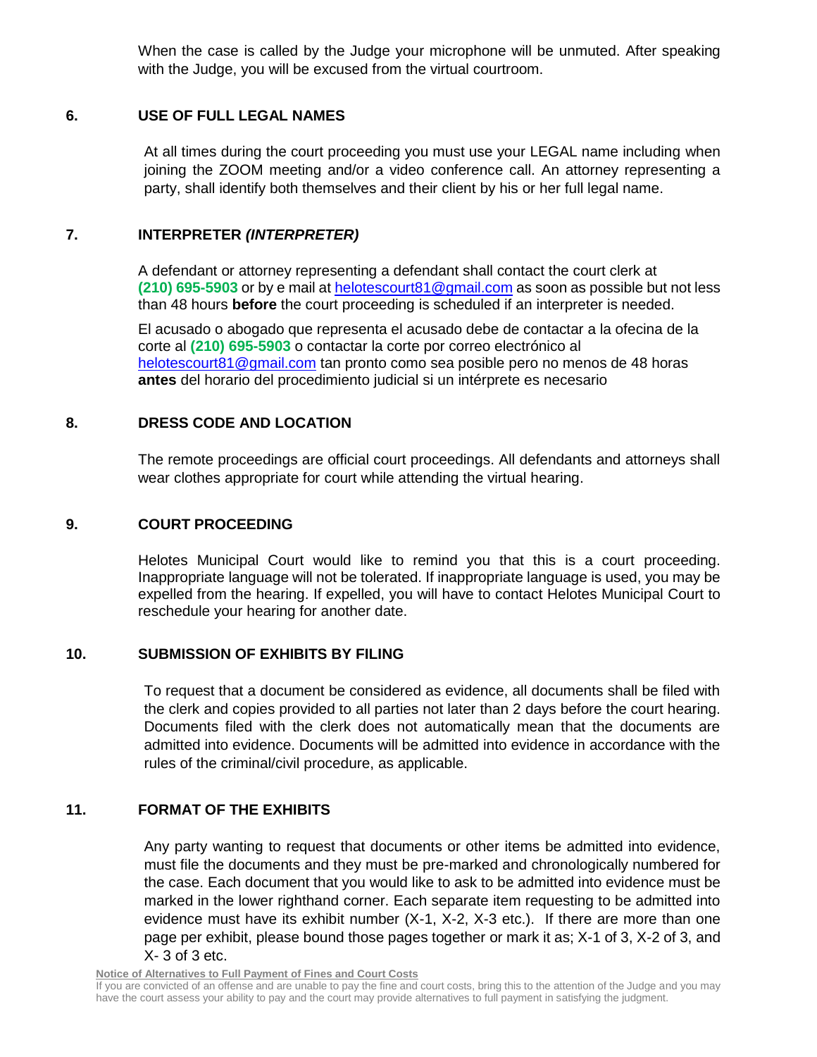When the case is called by the Judge your microphone will be unmuted. After speaking with the Judge, you will be excused from the virtual courtroom.

## 6. USE OF FULL LEGAL NAMES

At all times during the court proceeding you must use your LEGAL name including when joining the ZOOM meeting and/or a video conference call. An attorney representing a party, shall identify both themselves and their client by his or her full legal name.

## 7. INTERPRETER *(INTERPRETER)*

A defendant or attorney representing a defendant shall contact the court clerk at **(210) 695-5903** or by e mail at helotescourt81@gmail.com as soon as possible but not less than 48 hours **before** the court proceeding is scheduled if an interpreter is needed.

El acusado o abogado que representa el acusado debe de contactar a la ofecina de la corte al **(210) 695-5903** o contactar la corte por correo electrónico al helotescourt81@gmail.com tan pronto como sea posible pero no menos de 48 horas **antes** del horario del procedimiento judicial si un intérprete es necesario

## 8. DRESS CODE AND LOCATION

The remote proceedings are official court proceedings. All defendants and attorneys shall wear clothes appropriate for court while attending the virtual hearing.

## 9. COURT PROCEEDING

Helotes Municipal Court would like to remind you that this is a court proceeding. Inappropriate language will not be tolerated. If inappropriate language is used, you may be expelled from the hearing. If expelled, you will have to contact Helotes Municipal Court to reschedule your hearing for another date.

## 10. SUBMISSION OF EXHIBITS BY FILING

To request that a document be considered as evidence, all documents shall be filed with the clerk and copies provided to all parties not later than 2 days before the court hearing. Documents filed with the clerk does not automatically mean that the documents are admitted into evidence. Documents will be admitted into evidence in accordance with the rules of the criminal/civil procedure, as applicable.

## 11. FORMAT OF THE EXHIBITS

Any party wanting to request that documents or other items be admitted into evidence, must file the documents and they must be pre-marked and chronologically numbered for the case. Each document that you would like to ask to be admitted into evidence must be marked in the lower righthand corner. Each separate item requesting to be admitted into evidence must have its exhibit number (X-1, X-2, X-3 etc.). If there are more than one page per exhibit, please bound those pages together or mark it as; X-1 of 3, X-2 of 3, and X- 3 of 3 etc.

**Notice of Alternatives to Full Payment of Fines and Court Costs**

If you are convicted of an offense and are unable to pay the fine and court costs, bring this to the attention of the Judge and you may have the court assess your ability to pay and the court may provide alternatives to full payment in satisfying the judgment.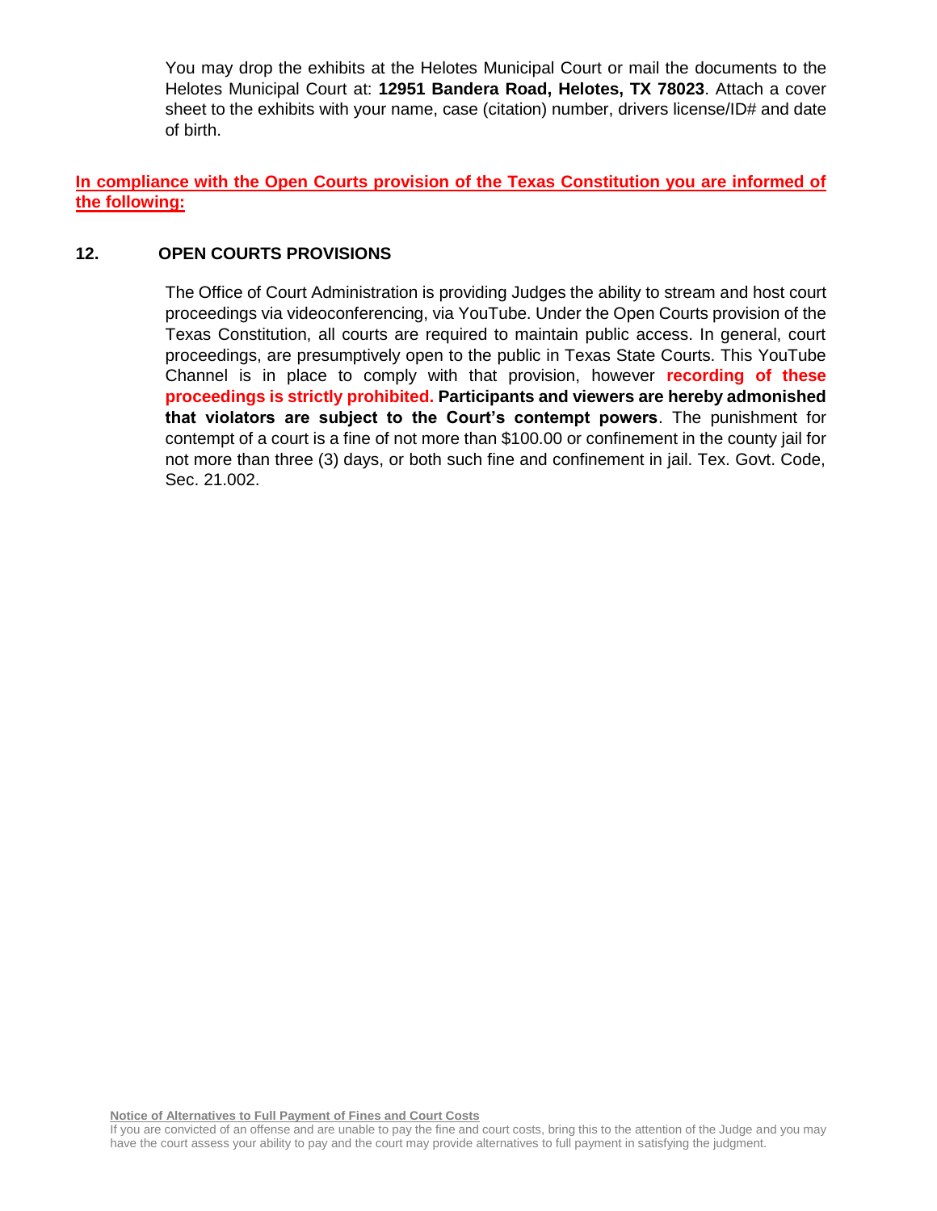You may drop the exhibits at the Helotes Municipal Court or mail the documents to the Helotes Municipal Court at: **12951 Bandera Road, Helotes, TX 78023**. Attach a cover sheet to the exhibits with your name, case (citation) number, drivers license/ID# and date of birth.

**In compliance with the Open Courts provision of the Texas Constitution you are informed of the following:**

## 12. OPEN COURTS PROVISIONS

The Office of Court Administration is providing Judges the ability to stream and host court proceedings via videoconferencing, via YouTube. Under the Open Courts provision of the Texas Constitution, all courts are required to maintain public access. In general, court proceedings, are presumptively open to the public in Texas State Courts. This YouTube Channel is in place to comply with that provision, however **recording of these proceedings is strictly prohibited.** **Participants and viewers are hereby admonished that violators are subject to the Court's contempt powers**. The punishment for contempt of a court is a fine of not more than $100.00 or confinement in the county jail for not more than three (3) days, or both such fine and confinement in jail. Tex. Govt. Code, Sec. 21.002.

**Notice of Alternatives to Full Payment of Fines and Court Costs**

If you are convicted of an offense and are unable to pay the fine and court costs, bring this to the attention of the Judge and you may have the court assess your ability to pay and the court may provide alternatives to full payment in satisfying the judgment.